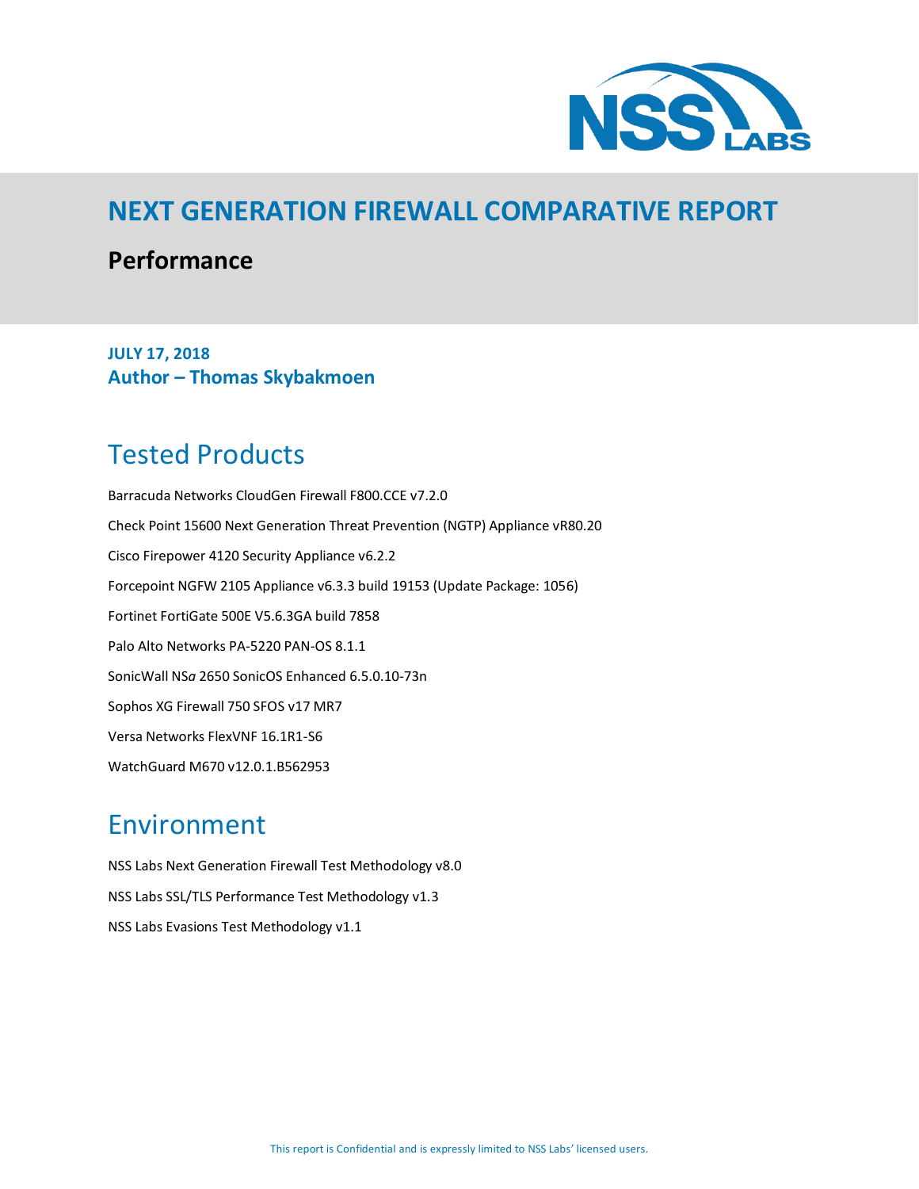# NEXT GENERATION FIREWALL COMPARATIVE REPORT

## Performance

**JULY 17, 2018**
**Author – Thomas Skybakmoen**

## Tested Products

Barracuda Networks CloudGen Firewall F800.CCE v7.2.0

Check Point 15600 Next Generation Threat Prevention (NGTP) Appliance vR80.20

Cisco Firepower 4120 Security Appliance v6.2.2

Forcepoint NGFW 2105 Appliance v6.3.3 build 19153 (Update Package: 1056)

Fortinet FortiGate 500E V5.6.3GA build 7858

Palo Alto Networks PA-5220 PAN-OS 8.1.1

SonicWall NS*a* 2650 SonicOS Enhanced 6.5.0.10-73n

Sophos XG Firewall 750 SFOS v17 MR7

Versa Networks FlexVNF 16.1R1-S6

WatchGuard M670 v12.0.1.B562953

## Environment

NSS Labs Next Generation Firewall Test Methodology v8.0

NSS Labs SSL/TLS Performance Test Methodology v1.3

NSS Labs Evasions Test Methodology v1.1

This report is Confidential and is expressly limited to NSS Labs' licensed users.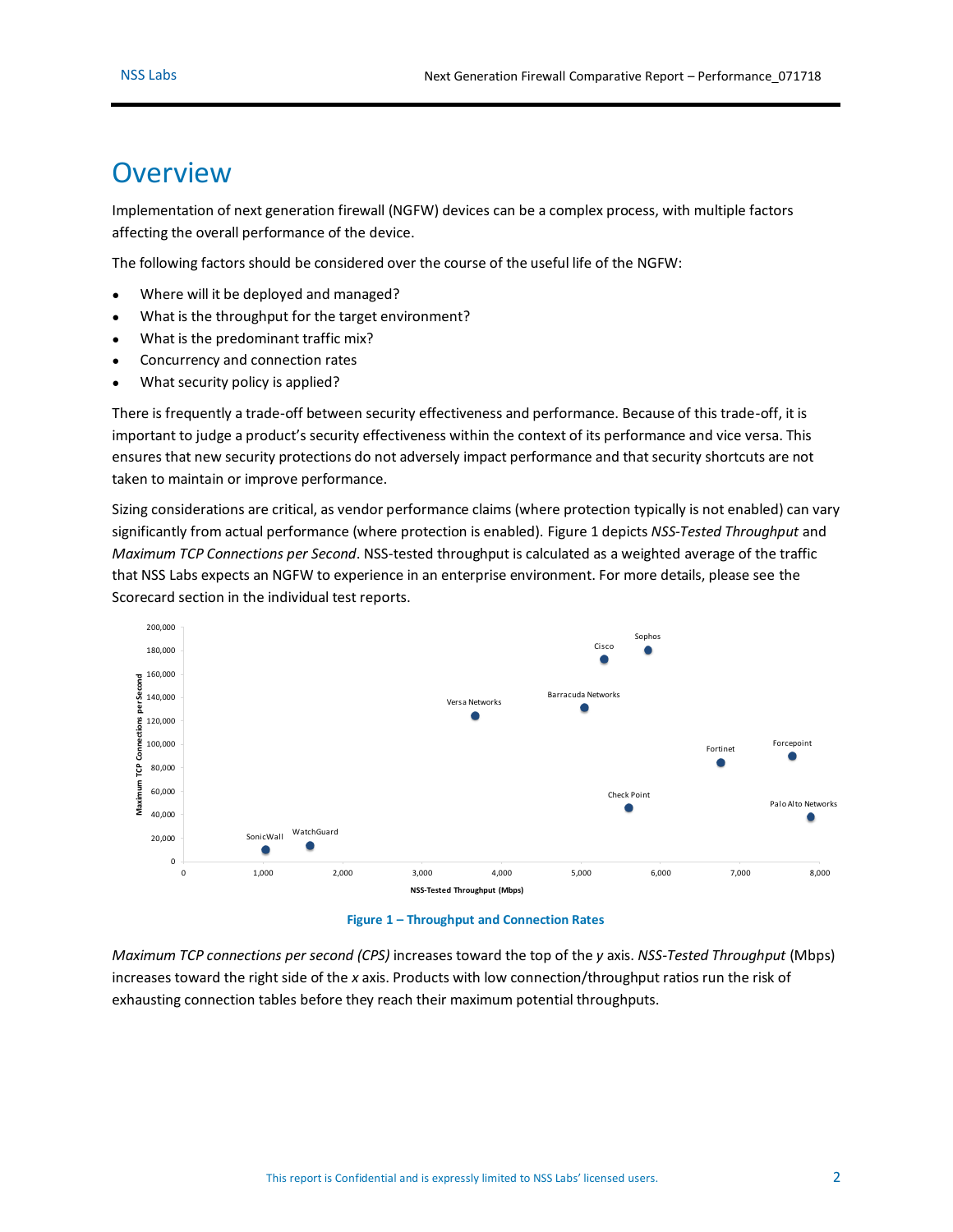# Overview

Implementation of next generation firewall (NGFW) devices can be a complex process, with multiple factors affecting the overall performance of the device.

The following factors should be considered over the course of the useful life of the NGFW:

- Where will it be deployed and managed?
- What is the throughput for the target environment?
- What is the predominant traffic mix?
- Concurrency and connection rates
- What security policy is applied?

There is frequently a trade-off between security effectiveness and performance. Because of this trade-off, it is important to judge a product's security effectiveness within the context of its performance and vice versa. This ensures that new security protections do not adversely impact performance and that security shortcuts are not taken to maintain or improve performance.

Sizing considerations are critical, as vendor performance claims (where protection typically is not enabled) can vary significantly from actual performance (where protection is enabled). Figure 1 depicts *NSS-Tested Throughput* and *Maximum TCP Connections per Second*. NSS-tested throughput is calculated as a weighted average of the traffic that NSS Labs expects an NGFW to experience in an enterprise environment. For more details, please see the Scorecard section in the individual test reports.

**Figure 1 – Throughput and Connection Rates**

*Maximum TCP connections per second (CPS)* increases toward the top of the *y* axis. *NSS-Tested Throughput* (Mbps) increases toward the right side of the *x* axis. Products with low connection/throughput ratios run the risk of exhausting connection tables before they reach their maximum potential throughputs.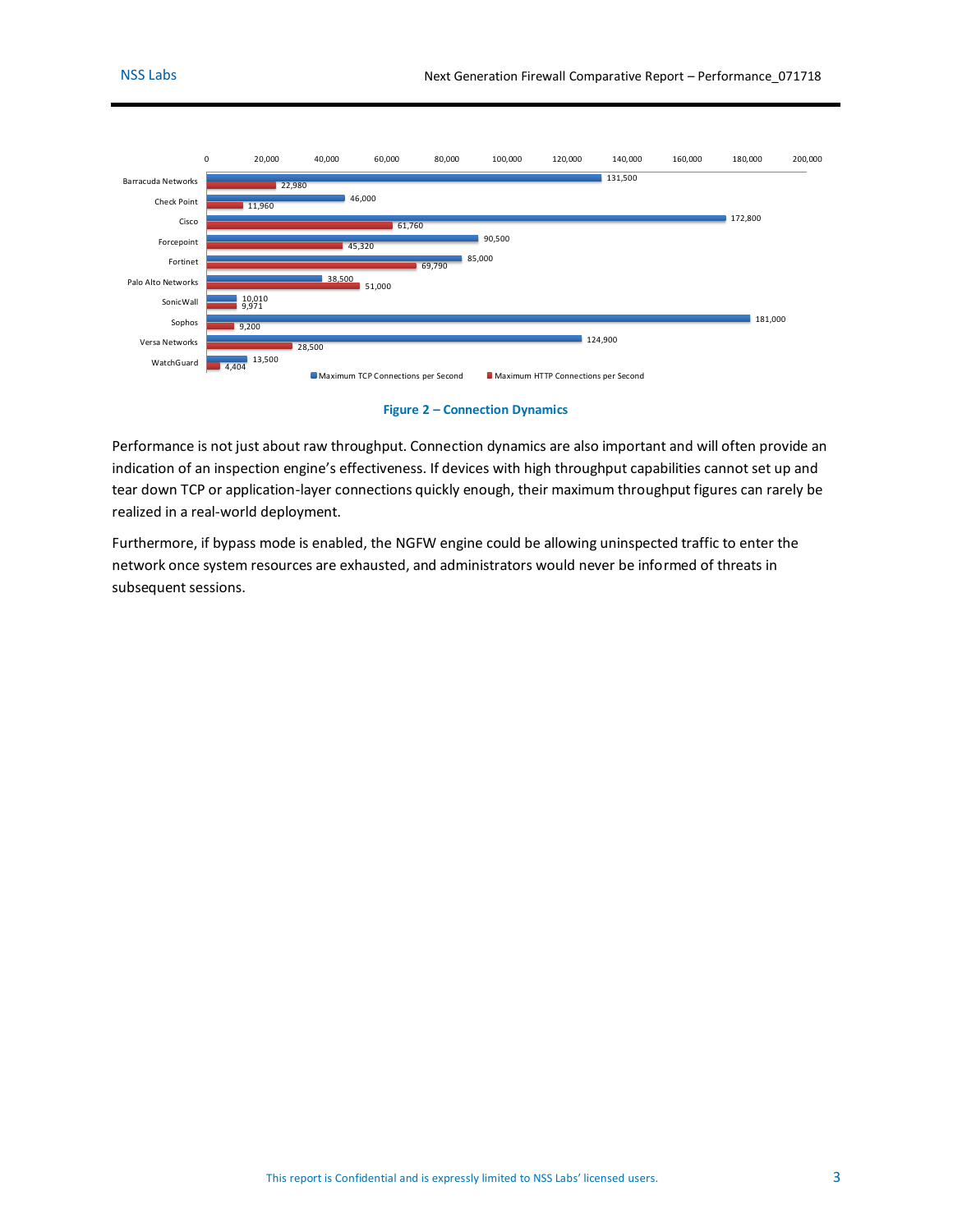| Vendor | Maximum TCP Connections per Second | Maximum HTTP Connections per Second |
|---|---|---|
| Barracuda Networks | 131,500 | 22,980 |
| Check Point | 46,000 | 11,960 |
| Cisco | 172,800 | 61,760 |
| Forcepoint | 90,500 | 45,320 |
| Fortinet | 85,000 | 69,790 |
| Palo Alto Networks | 38,500 | 51,000 |
| SonicWall | 10,010 | 9,971 |
| Sophos | 181,000 | 9,200 |
| Versa Networks | 124,900 | 28,500 |
| WatchGuard | 13,500 | 4,404 |

**Figure 2 – Connection Dynamics**

Performance is not just about raw throughput. Connection dynamics are also important and will often provide an indication of an inspection engine's effectiveness. If devices with high throughput capabilities cannot set up and tear down TCP or application-layer connections quickly enough, their maximum throughput figures can rarely be realized in a real-world deployment.

Furthermore, if bypass mode is enabled, the NGFW engine could be allowing uninspected traffic to enter the network once system resources are exhausted, and administrators would never be informed of threats in subsequent sessions.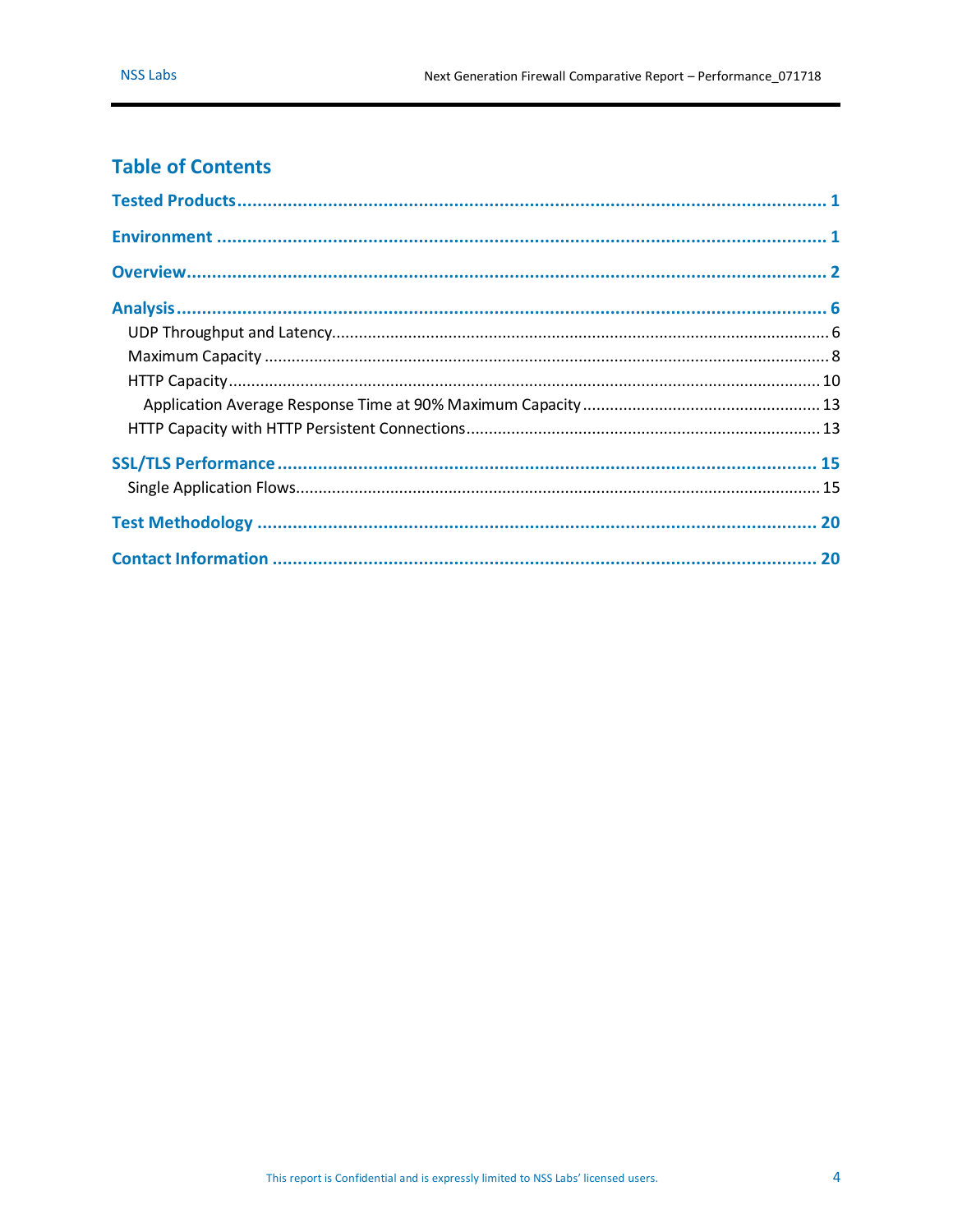# Table of Contents

**Tested Products** ........................................................................................................ **1**

**Environment** ............................................................................................................ **1**

**Overview** ................................................................................................................... **2**

**Analysis** ..................................................................................................................... **6**

- UDP Throughput and Latency ................................................................................ 6
- Maximum Capacity ................................................................................................. 8
- HTTP Capacity ....................................................................................................... 10
  - Application Average Response Time at 90% Maximum Capacity ......................... 13
- HTTP Capacity with HTTP Persistent Connections ................................................ 13

**SSL/TLS Performance** ............................................................................................. **15**

- Single Application Flows ........................................................................................ 15

**Test Methodology** .................................................................................................... **20**

**Contact Information** ................................................................................................ **20**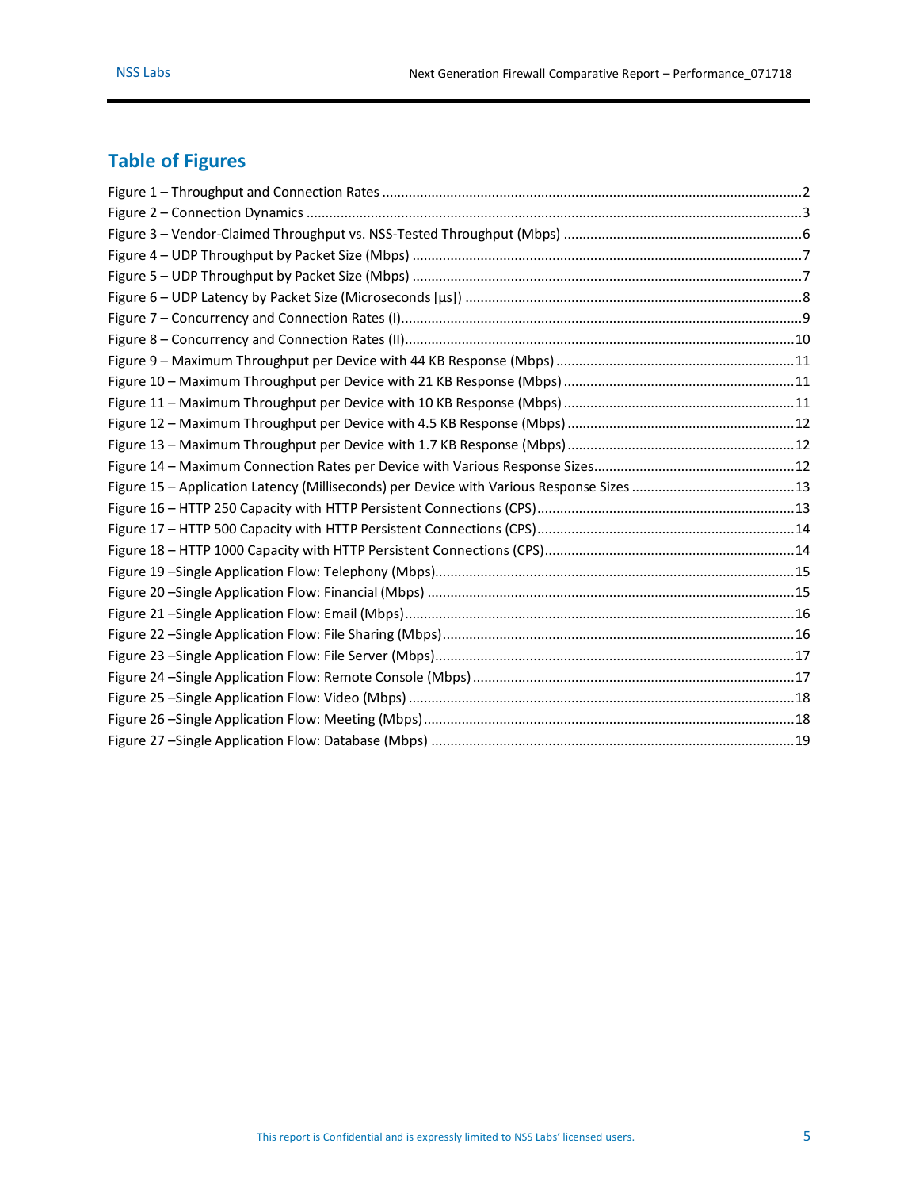## Table of Figures

Figure 1 – Throughput and Connection Rates ....................................................................................................2
Figure 2 – Connection Dynamics ........................................................................................................................3
Figure 3 – Vendor-Claimed Throughput vs. NSS-Tested Throughput (Mbps) .....................................................6
Figure 4 – UDP Throughput by Packet Size (Mbps) ............................................................................................7
Figure 5 – UDP Throughput by Packet Size (Mbps) ............................................................................................7
Figure 6 – UDP Latency by Packet Size (Microseconds [μs]) ..............................................................................8
Figure 7 – Concurrency and Connection Rates (I)...............................................................................................9
Figure 8 – Concurrency and Connection Rates (II)............................................................................................10
Figure 9 – Maximum Throughput per Device with 44 KB Response (Mbps) .....................................................11
Figure 10 – Maximum Throughput per Device with 21 KB Response (Mbps) ...................................................11
Figure 11 – Maximum Throughput per Device with 10 KB Response (Mbps) ...................................................11
Figure 12 – Maximum Throughput per Device with 4.5 KB Response (Mbps) ..................................................12
Figure 13 – Maximum Throughput per Device with 1.7 KB Response (Mbps) ..................................................12
Figure 14 – Maximum Connection Rates per Device with Various Response Sizes...........................................12
Figure 15 – Application Latency (Milliseconds) per Device with Various Response Sizes .................................13
Figure 16 – HTTP 250 Capacity with HTTP Persistent Connections (CPS)..........................................................13
Figure 17 – HTTP 500 Capacity with HTTP Persistent Connections (CPS)..........................................................14
Figure 18 – HTTP 1000 Capacity with HTTP Persistent Connections (CPS)........................................................14
Figure 19 –Single Application Flow: Telephony (Mbps)....................................................................................15
Figure 20 –Single Application Flow: Financial (Mbps) ......................................................................................15
Figure 21 –Single Application Flow: Email (Mbps)............................................................................................16
Figure 22 –Single Application Flow: File Sharing (Mbps)..................................................................................16
Figure 23 –Single Application Flow: File Server (Mbps)....................................................................................17
Figure 24 –Single Application Flow: Remote Console (Mbps) ..........................................................................17
Figure 25 –Single Application Flow: Video (Mbps) ...........................................................................................18
Figure 26 –Single Application Flow: Meeting (Mbps).......................................................................................18
Figure 27 –Single Application Flow: Database (Mbps) ......................................................................................19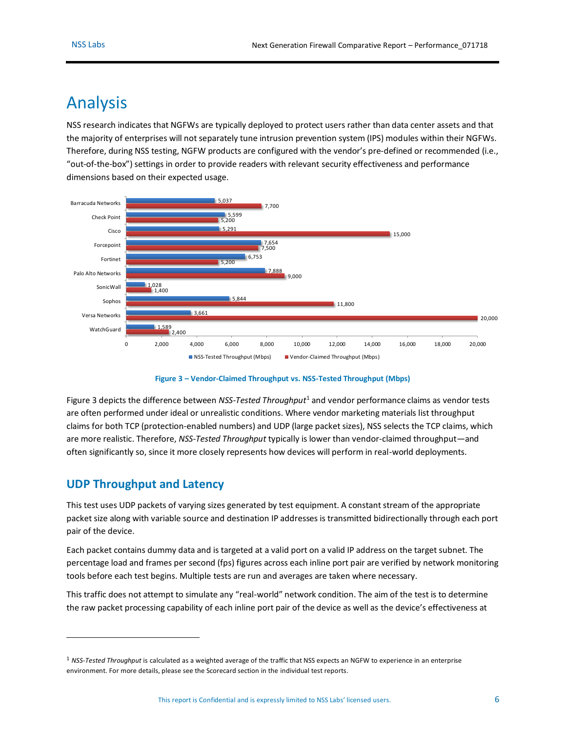# Analysis

NSS research indicates that NGFWs are typically deployed to protect users rather than data center assets and that the majority of enterprises will not separately tune intrusion prevention system (IPS) modules within their NGFWs. Therefore, during NSS testing, NGFW products are configured with the vendor's pre-defined or recommended (i.e., "out-of-the-box") settings in order to provide readers with relevant security effectiveness and performance dimensions based on their expected usage.

| Vendor | NSS-Tested Throughput (Mbps) | Vendor-Claimed Throughput (Mbps) |
|---|---|---|
| Barracuda Networks | 5,037 | 7,700 |
| Check Point | 5,599 | 5,200 |
| Cisco | 5,291 | 15,000 |
| Forcepoint | 7,654 | 7,500 |
| Fortinet | 6,753 | 5,200 |
| Palo Alto Networks | 7,888 | 9,000 |
| SonicWall | 1,028 | 1,400 |
| Sophos | 5,844 | 11,800 |
| Versa Networks | 3,661 | 20,000 |
| WatchGuard | 1,589 | 2,400 |

**Figure 3 – Vendor-Claimed Throughput vs. NSS-Tested Throughput (Mbps)**

Figure 3 depicts the difference between *NSS-Tested Throughput*[1] and vendor performance claims as vendor tests are often performed under ideal or unrealistic conditions. Where vendor marketing materials list throughput claims for both TCP (protection-enabled numbers) and UDP (large packet sizes), NSS selects the TCP claims, which are more realistic. Therefore, *NSS-Tested Throughput* typically is lower than vendor-claimed throughput—and often significantly so, since it more closely represents how devices will perform in real-world deployments.

## UDP Throughput and Latency

This test uses UDP packets of varying sizes generated by test equipment. A constant stream of the appropriate packet size along with variable source and destination IP addresses is transmitted bidirectionally through each port pair of the device.

Each packet contains dummy data and is targeted at a valid port on a valid IP address on the target subnet. The percentage load and frames per second (fps) figures across each inline port pair are verified by network monitoring tools before each test begins. Multiple tests are run and averages are taken where necessary.

This traffic does not attempt to simulate any "real-world" network condition. The aim of the test is to determine the raw packet processing capability of each inline port pair of the device as well as the device's effectiveness at

---

[1] *NSS-Tested Throughput* is calculated as a weighted average of the traffic that NSS expects an NGFW to experience in an enterprise environment. For more details, please see the Scorecard section in the individual test reports.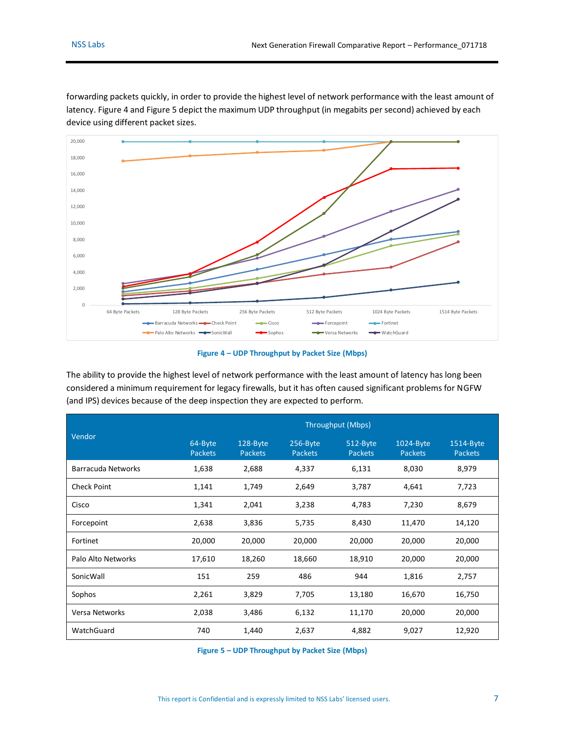forwarding packets quickly, in order to provide the highest level of network performance with the least amount of latency. Figure 4 and Figure 5 depict the maximum UDP throughput (in megabits per second) achieved by each device using different packet sizes.

Figure 4 – UDP Throughput by Packet Size (Mbps)

The ability to provide the highest level of network performance with the least amount of latency has long been considered a minimum requirement for legacy firewalls, but it has often caused significant problems for NGFW (and IPS) devices because of the deep inspection they are expected to perform.

| Vendor | Throughput (Mbps) | | | | | |
|---|---|---|---|---|---|---|
| | 64-Byte Packets | 128-Byte Packets | 256-Byte Packets | 512-Byte Packets | 1024-Byte Packets | 1514-Byte Packets |
| Barracuda Networks | 1,638 | 2,688 | 4,337 | 6,131 | 8,030 | 8,979 |
| Check Point | 1,141 | 1,749 | 2,649 | 3,787 | 4,641 | 7,723 |
| Cisco | 1,341 | 2,041 | 3,238 | 4,783 | 7,230 | 8,679 |
| Forcepoint | 2,638 | 3,836 | 5,735 | 8,430 | 11,470 | 14,120 |
| Fortinet | 20,000 | 20,000 | 20,000 | 20,000 | 20,000 | 20,000 |
| Palo Alto Networks | 17,610 | 18,260 | 18,660 | 18,910 | 20,000 | 20,000 |
| SonicWall | 151 | 259 | 486 | 944 | 1,816 | 2,757 |
| Sophos | 2,261 | 3,829 | 7,705 | 13,180 | 16,670 | 16,750 |
| Versa Networks | 2,038 | 3,486 | 6,132 | 11,170 | 20,000 | 20,000 |
| WatchGuard | 740 | 1,440 | 2,637 | 4,882 | 9,027 | 12,920 |

Figure 5 – UDP Throughput by Packet Size (Mbps)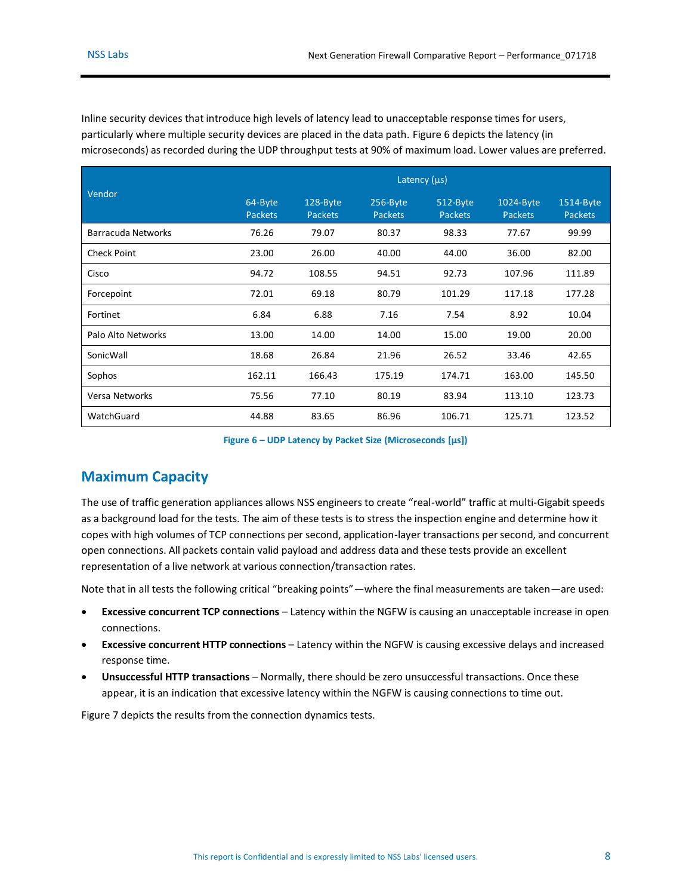Inline security devices that introduce high levels of latency lead to unacceptable response times for users, particularly where multiple security devices are placed in the data path. Figure 6 depicts the latency (in microseconds) as recorded during the UDP throughput tests at 90% of maximum load. Lower values are preferred.

| Vendor | Latency (µs) | | | | | |
|---|---|---|---|---|---|---|
| | 64-Byte Packets | 128-Byte Packets | 256-Byte Packets | 512-Byte Packets | 1024-Byte Packets | 1514-Byte Packets |
| Barracuda Networks | 76.26 | 79.07 | 80.37 | 98.33 | 77.67 | 99.99 |
| Check Point | 23.00 | 26.00 | 40.00 | 44.00 | 36.00 | 82.00 |
| Cisco | 94.72 | 108.55 | 94.51 | 92.73 | 107.96 | 111.89 |
| Forcepoint | 72.01 | 69.18 | 80.79 | 101.29 | 117.18 | 177.28 |
| Fortinet | 6.84 | 6.88 | 7.16 | 7.54 | 8.92 | 10.04 |
| Palo Alto Networks | 13.00 | 14.00 | 14.00 | 15.00 | 19.00 | 20.00 |
| SonicWall | 18.68 | 26.84 | 21.96 | 26.52 | 33.46 | 42.65 |
| Sophos | 162.11 | 166.43 | 175.19 | 174.71 | 163.00 | 145.50 |
| Versa Networks | 75.56 | 77.10 | 80.19 | 83.94 | 113.10 | 123.73 |
| WatchGuard | 44.88 | 83.65 | 86.96 | 106.71 | 125.71 | 123.52 |

**Figure 6 – UDP Latency by Packet Size (Microseconds [µs])**

## Maximum Capacity

The use of traffic generation appliances allows NSS engineers to create "real-world" traffic at multi-Gigabit speeds as a background load for the tests. The aim of these tests is to stress the inspection engine and determine how it copes with high volumes of TCP connections per second, application-layer transactions per second, and concurrent open connections. All packets contain valid payload and address data and these tests provide an excellent representation of a live network at various connection/transaction rates.

Note that in all tests the following critical "breaking points"—where the final measurements are taken—are used:

- **Excessive concurrent TCP connections** – Latency within the NGFW is causing an unacceptable increase in open connections.
- **Excessive concurrent HTTP connections** – Latency within the NGFW is causing excessive delays and increased response time.
- **Unsuccessful HTTP transactions** – Normally, there should be zero unsuccessful transactions. Once these appear, it is an indication that excessive latency within the NGFW is causing connections to time out.

Figure 7 depicts the results from the connection dynamics tests.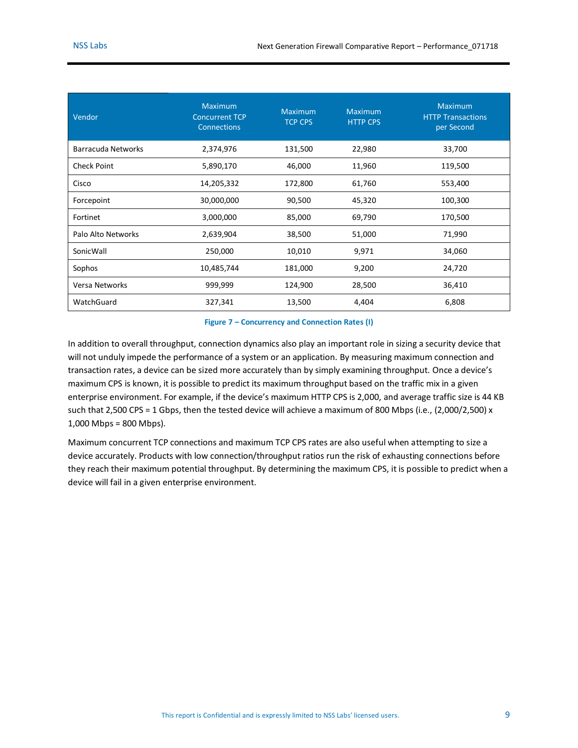| Vendor | Maximum Concurrent TCP Connections | Maximum TCP CPS | Maximum HTTP CPS | Maximum HTTP Transactions per Second |
|---|---|---|---|---|
| Barracuda Networks | 2,374,976 | 131,500 | 22,980 | 33,700 |
| Check Point | 5,890,170 | 46,000 | 11,960 | 119,500 |
| Cisco | 14,205,332 | 172,800 | 61,760 | 553,400 |
| Forcepoint | 30,000,000 | 90,500 | 45,320 | 100,300 |
| Fortinet | 3,000,000 | 85,000 | 69,790 | 170,500 |
| Palo Alto Networks | 2,639,904 | 38,500 | 51,000 | 71,990 |
| SonicWall | 250,000 | 10,010 | 9,971 | 34,060 |
| Sophos | 10,485,744 | 181,000 | 9,200 | 24,720 |
| Versa Networks | 999,999 | 124,900 | 28,500 | 36,410 |
| WatchGuard | 327,341 | 13,500 | 4,404 | 6,808 |

**Figure 7 – Concurrency and Connection Rates (I)**

In addition to overall throughput, connection dynamics also play an important role in sizing a security device that will not unduly impede the performance of a system or an application. By measuring maximum connection and transaction rates, a device can be sized more accurately than by simply examining throughput. Once a device's maximum CPS is known, it is possible to predict its maximum throughput based on the traffic mix in a given enterprise environment. For example, if the device's maximum HTTP CPS is 2,000, and average traffic size is 44 KB such that 2,500 CPS = 1 Gbps, then the tested device will achieve a maximum of 800 Mbps (i.e., (2,000/2,500) x 1,000 Mbps = 800 Mbps).

Maximum concurrent TCP connections and maximum TCP CPS rates are also useful when attempting to size a device accurately. Products with low connection/throughput ratios run the risk of exhausting connections before they reach their maximum potential throughput. By determining the maximum CPS, it is possible to predict when a device will fail in a given enterprise environment.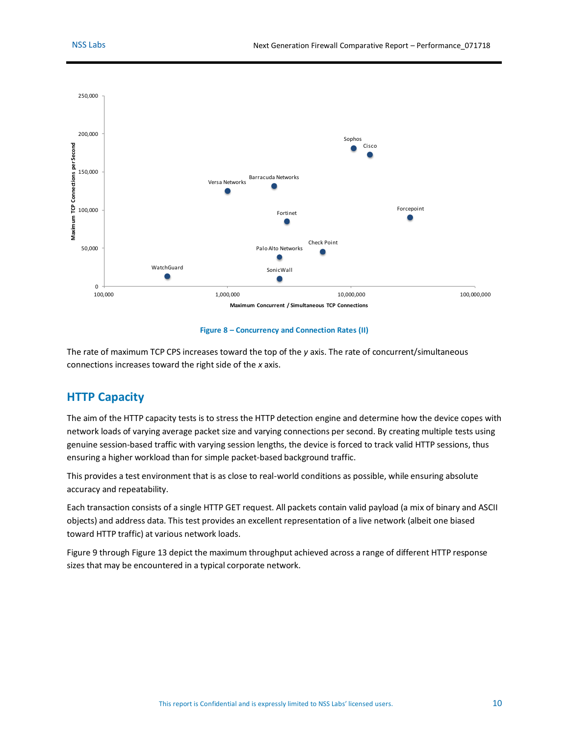Figure 8 – Concurrency and Connection Rates (II)

The rate of maximum TCP CPS increases toward the top of the *y* axis. The rate of concurrent/simultaneous connections increases toward the right side of the *x* axis.

## HTTP Capacity

The aim of the HTTP capacity tests is to stress the HTTP detection engine and determine how the device copes with network loads of varying average packet size and varying connections per second. By creating multiple tests using genuine session-based traffic with varying session lengths, the device is forced to track valid HTTP sessions, thus ensuring a higher workload than for simple packet-based background traffic.

This provides a test environment that is as close to real-world conditions as possible, while ensuring absolute accuracy and repeatability.

Each transaction consists of a single HTTP GET request. All packets contain valid payload (a mix of binary and ASCII objects) and address data. This test provides an excellent representation of a live network (albeit one biased toward HTTP traffic) at various network loads.

Figure 9 through Figure 13 depict the maximum throughput achieved across a range of different HTTP response sizes that may be encountered in a typical corporate network.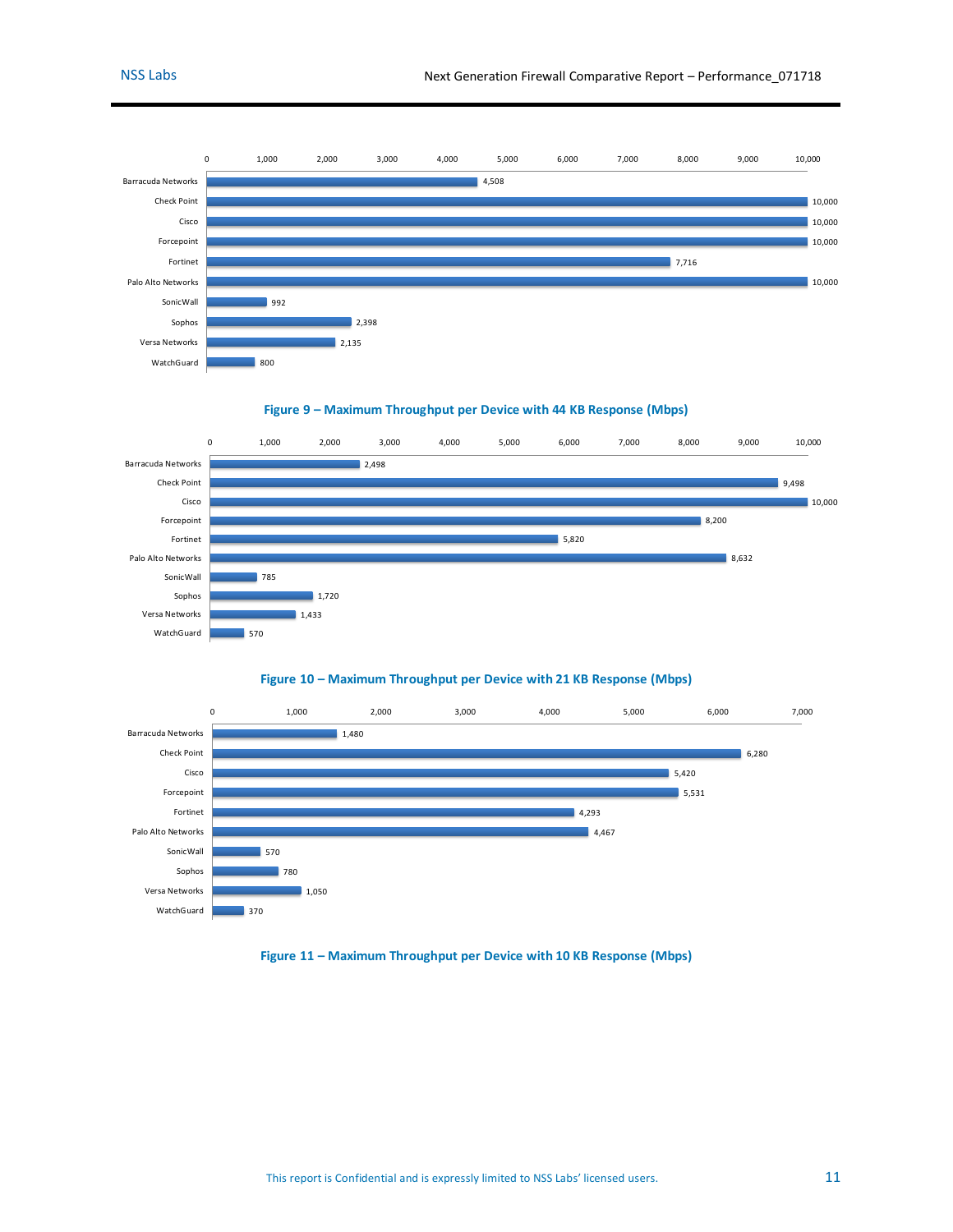| Vendor | Mbps |
|---|---|
| Barracuda Networks | 4,508 |
| Check Point | 10,000 |
| Cisco | 10,000 |
| Forcepoint | 10,000 |
| Fortinet | 7,716 |
| Palo Alto Networks | 10,000 |
| SonicWall | 992 |
| Sophos | 2,398 |
| Versa Networks | 2,135 |
| WatchGuard | 800 |

**Figure 9 – Maximum Throughput per Device with 44 KB Response (Mbps)**

| Vendor | Mbps |
|---|---|
| Barracuda Networks | 2,498 |
| Check Point | 9,498 |
| Cisco | 10,000 |
| Forcepoint | 8,200 |
| Fortinet | 5,820 |
| Palo Alto Networks | 8,632 |
| SonicWall | 785 |
| Sophos | 1,720 |
| Versa Networks | 1,433 |
| WatchGuard | 570 |

**Figure 10 – Maximum Throughput per Device with 21 KB Response (Mbps)**

| Vendor | Mbps |
|---|---|
| Barracuda Networks | 1,480 |
| Check Point | 6,280 |
| Cisco | 5,420 |
| Forcepoint | 5,531 |
| Fortinet | 4,293 |
| Palo Alto Networks | 4,467 |
| SonicWall | 570 |
| Sophos | 780 |
| Versa Networks | 1,050 |
| WatchGuard | 370 |

**Figure 11 – Maximum Throughput per Device with 10 KB Response (Mbps)**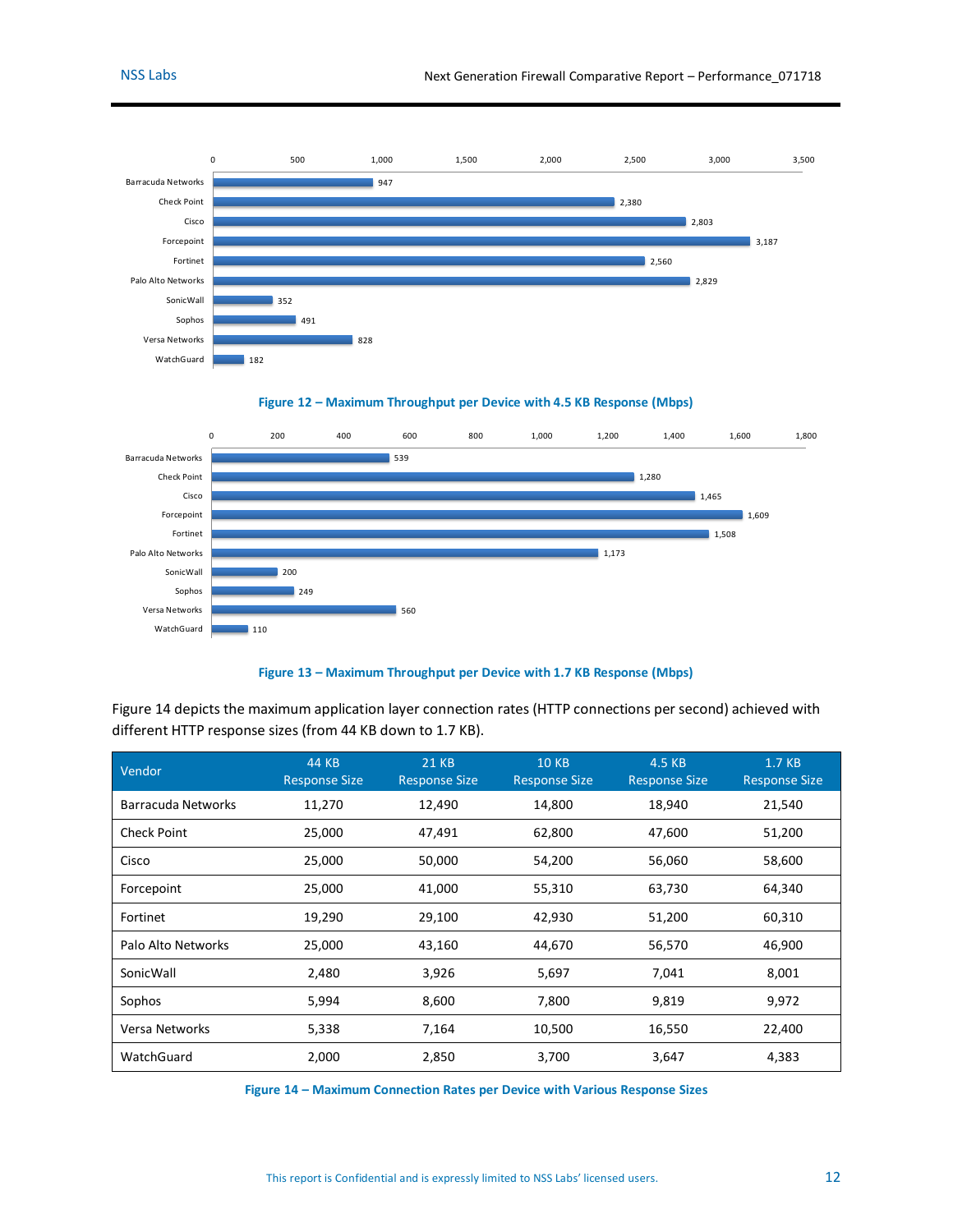| Vendor | Maximum Throughput (Mbps) |
|---|---|
| Barracuda Networks | 947 |
| Check Point | 2,380 |
| Cisco | 2,803 |
| Forcepoint | 3,187 |
| Fortinet | 2,560 |
| Palo Alto Networks | 2,829 |
| SonicWall | 352 |
| Sophos | 491 |
| Versa Networks | 828 |
| WatchGuard | 182 |

**Figure 12 – Maximum Throughput per Device with 4.5 KB Response (Mbps)**

| Vendor | Maximum Throughput (Mbps) |
|---|---|
| Barracuda Networks | 539 |
| Check Point | 1,280 |
| Cisco | 1,465 |
| Forcepoint | 1,609 |
| Fortinet | 1,508 |
| Palo Alto Networks | 1,173 |
| SonicWall | 200 |
| Sophos | 249 |
| Versa Networks | 560 |
| WatchGuard | 110 |

**Figure 13 – Maximum Throughput per Device with 1.7 KB Response (Mbps)**

Figure 14 depicts the maximum application layer connection rates (HTTP connections per second) achieved with different HTTP response sizes (from 44 KB down to 1.7 KB).

| Vendor | 44 KB Response Size | 21 KB Response Size | 10 KB Response Size | 4.5 KB Response Size | 1.7 KB Response Size |
|---|---|---|---|---|---|
| Barracuda Networks | 11,270 | 12,490 | 14,800 | 18,940 | 21,540 |
| Check Point | 25,000 | 47,491 | 62,800 | 47,600 | 51,200 |
| Cisco | 25,000 | 50,000 | 54,200 | 56,060 | 58,600 |
| Forcepoint | 25,000 | 41,000 | 55,310 | 63,730 | 64,340 |
| Fortinet | 19,290 | 29,100 | 42,930 | 51,200 | 60,310 |
| Palo Alto Networks | 25,000 | 43,160 | 44,670 | 56,570 | 46,900 |
| SonicWall | 2,480 | 3,926 | 5,697 | 7,041 | 8,001 |
| Sophos | 5,994 | 8,600 | 7,800 | 9,819 | 9,972 |
| Versa Networks | 5,338 | 7,164 | 10,500 | 16,550 | 22,400 |
| WatchGuard | 2,000 | 2,850 | 3,700 | 3,647 | 4,383 |

**Figure 14 – Maximum Connection Rates per Device with Various Response Sizes**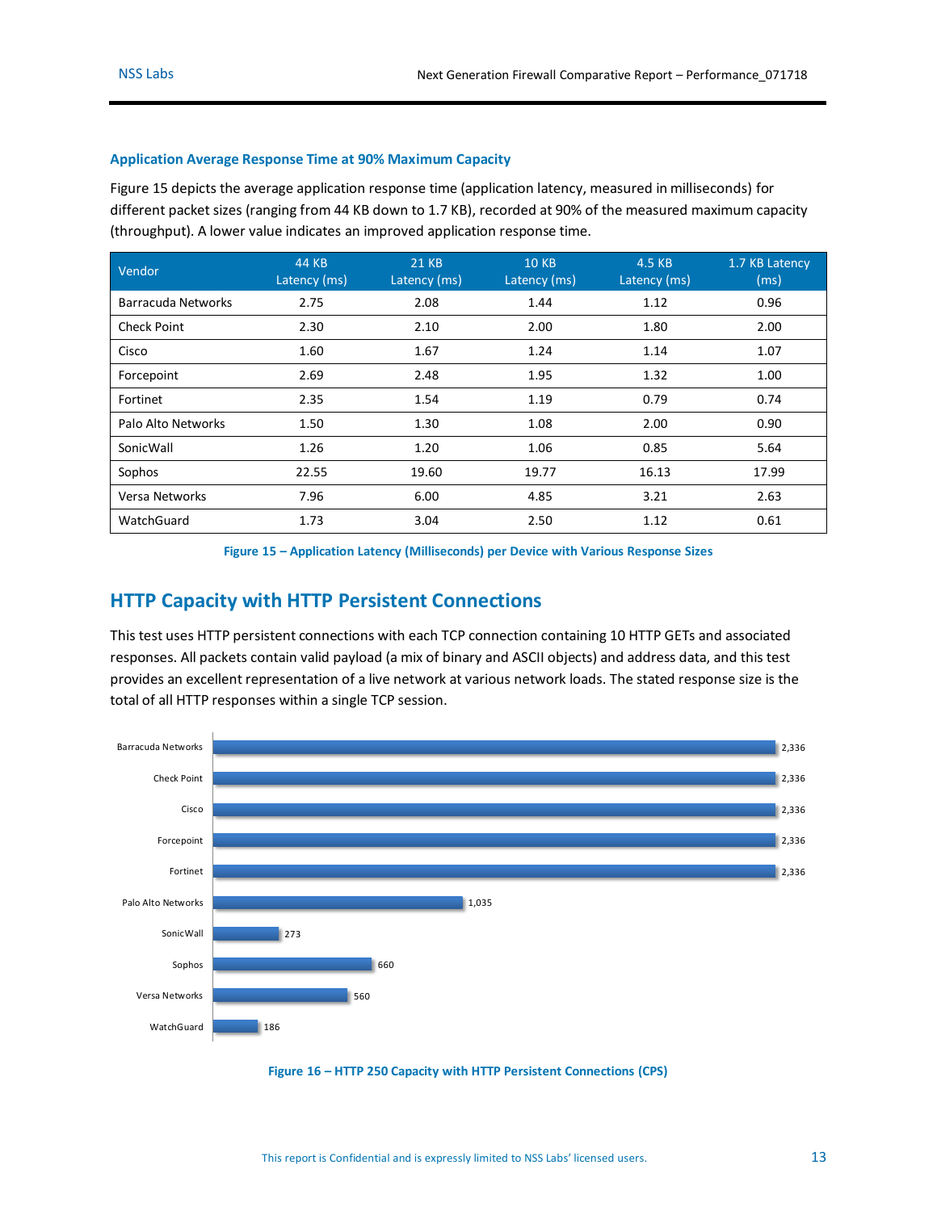### Application Average Response Time at 90% Maximum Capacity

Figure 15 depicts the average application response time (application latency, measured in milliseconds) for different packet sizes (ranging from 44 KB down to 1.7 KB), recorded at 90% of the measured maximum capacity (throughput). A lower value indicates an improved application response time.

| Vendor | 44 KB Latency (ms) | 21 KB Latency (ms) | 10 KB Latency (ms) | 4.5 KB Latency (ms) | 1.7 KB Latency (ms) |
|---|---|---|---|---|---|
| Barracuda Networks | 2.75 | 2.08 | 1.44 | 1.12 | 0.96 |
| Check Point | 2.30 | 2.10 | 2.00 | 1.80 | 2.00 |
| Cisco | 1.60 | 1.67 | 1.24 | 1.14 | 1.07 |
| Forcepoint | 2.69 | 2.48 | 1.95 | 1.32 | 1.00 |
| Fortinet | 2.35 | 1.54 | 1.19 | 0.79 | 0.74 |
| Palo Alto Networks | 1.50 | 1.30 | 1.08 | 2.00 | 0.90 |
| SonicWall | 1.26 | 1.20 | 1.06 | 0.85 | 5.64 |
| Sophos | 22.55 | 19.60 | 19.77 | 16.13 | 17.99 |
| Versa Networks | 7.96 | 6.00 | 4.85 | 3.21 | 2.63 |
| WatchGuard | 1.73 | 3.04 | 2.50 | 1.12 | 0.61 |

Figure 15 – Application Latency (Milliseconds) per Device with Various Response Sizes

## HTTP Capacity with HTTP Persistent Connections

This test uses HTTP persistent connections with each TCP connection containing 10 HTTP GETs and associated responses. All packets contain valid payload (a mix of binary and ASCII objects) and address data, and this test provides an excellent representation of a live network at various network loads. The stated response size is the total of all HTTP responses within a single TCP session.

| Vendor | CPS |
|---|---|
| Barracuda Networks | 2,336 |
| Check Point | 2,336 |
| Cisco | 2,336 |
| Forcepoint | 2,336 |
| Fortinet | 2,336 |
| Palo Alto Networks | 1,035 |
| SonicWall | 273 |
| Sophos | 660 |
| Versa Networks | 560 |
| WatchGuard | 186 |

Figure 16 – HTTP 250 Capacity with HTTP Persistent Connections (CPS)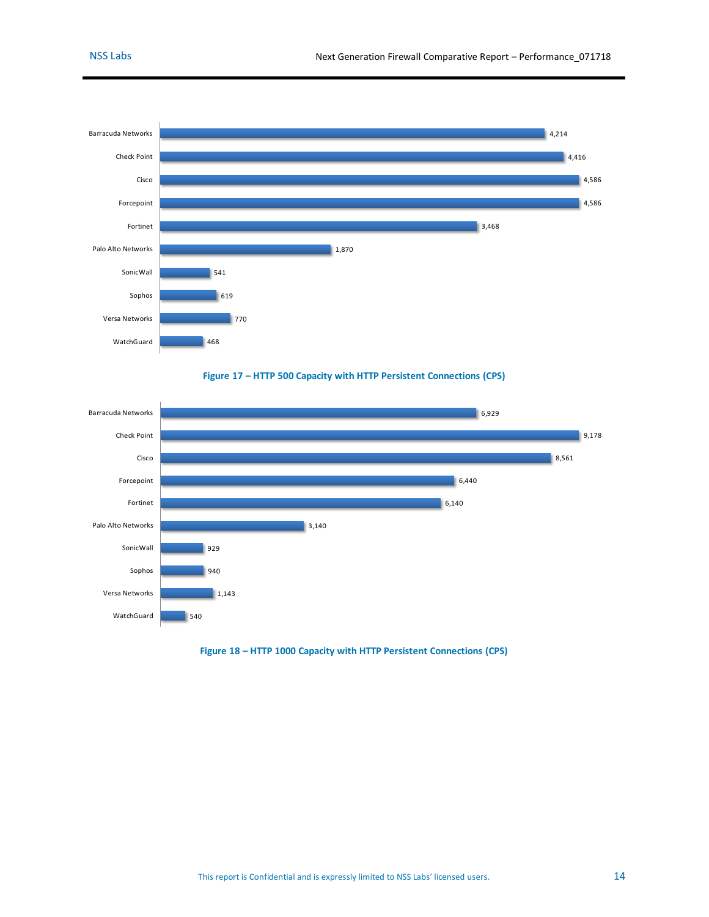| Vendor | CPS |
|---|---|
| Barracuda Networks | 4,214 |
| Check Point | 4,416 |
| Cisco | 4,586 |
| Forcepoint | 4,586 |
| Fortinet | 3,468 |
| Palo Alto Networks | 1,870 |
| SonicWall | 541 |
| Sophos | 619 |
| Versa Networks | 770 |
| WatchGuard | 468 |

**Figure 17 – HTTP 500 Capacity with HTTP Persistent Connections (CPS)**

| Vendor | CPS |
|---|---|
| Barracuda Networks | 6,929 |
| Check Point | 9,178 |
| Cisco | 8,561 |
| Forcepoint | 6,440 |
| Fortinet | 6,140 |
| Palo Alto Networks | 3,140 |
| SonicWall | 929 |
| Sophos | 940 |
| Versa Networks | 1,143 |
| WatchGuard | 540 |

**Figure 18 – HTTP 1000 Capacity with HTTP Persistent Connections (CPS)**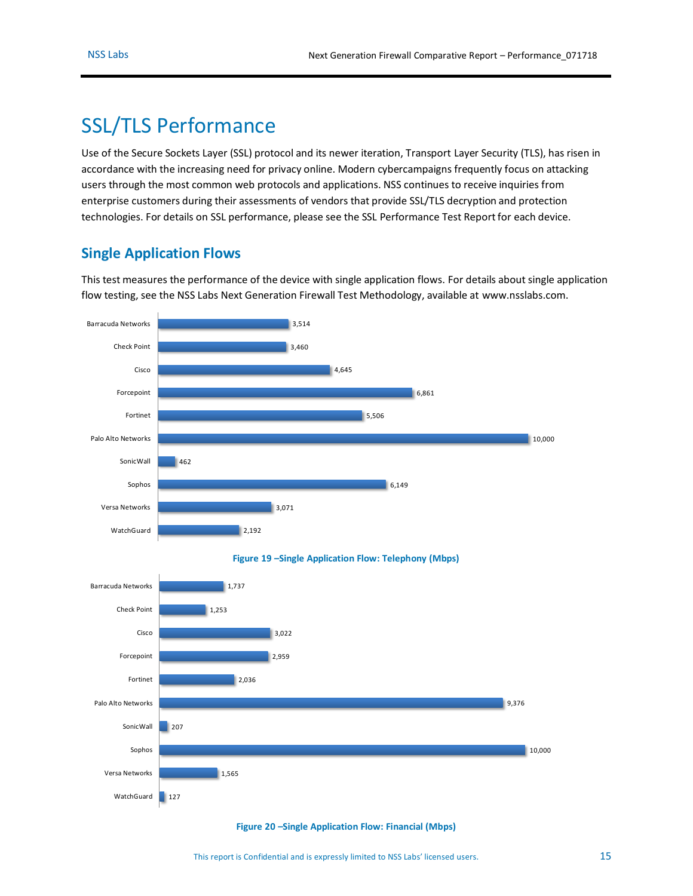# SSL/TLS Performance

Use of the Secure Sockets Layer (SSL) protocol and its newer iteration, Transport Layer Security (TLS), has risen in accordance with the increasing need for privacy online. Modern cybercampaigns frequently focus on attacking users through the most common web protocols and applications. NSS continues to receive inquiries from enterprise customers during their assessments of vendors that provide SSL/TLS decryption and protection technologies. For details on SSL performance, please see the SSL Performance Test Report for each device.

## Single Application Flows

This test measures the performance of the device with single application flows. For details about single application flow testing, see the NSS Labs Next Generation Firewall Test Methodology, available at www.nsslabs.com.

| Vendor | Mbps |
|---|---|
| Barracuda Networks | 3,514 |
| Check Point | 3,460 |
| Cisco | 4,645 |
| Forcepoint | 6,861 |
| Fortinet | 5,506 |
| Palo Alto Networks | 10,000 |
| SonicWall | 462 |
| Sophos | 6,149 |
| Versa Networks | 3,071 |
| WatchGuard | 2,192 |

Figure 19 –Single Application Flow: Telephony (Mbps)

| Vendor | Mbps |
|---|---|
| Barracuda Networks | 1,737 |
| Check Point | 1,253 |
| Cisco | 3,022 |
| Forcepoint | 2,959 |
| Fortinet | 2,036 |
| Palo Alto Networks | 9,376 |
| SonicWall | 207 |
| Sophos | 10,000 |
| Versa Networks | 1,565 |
| WatchGuard | 127 |

Figure 20 –Single Application Flow: Financial (Mbps)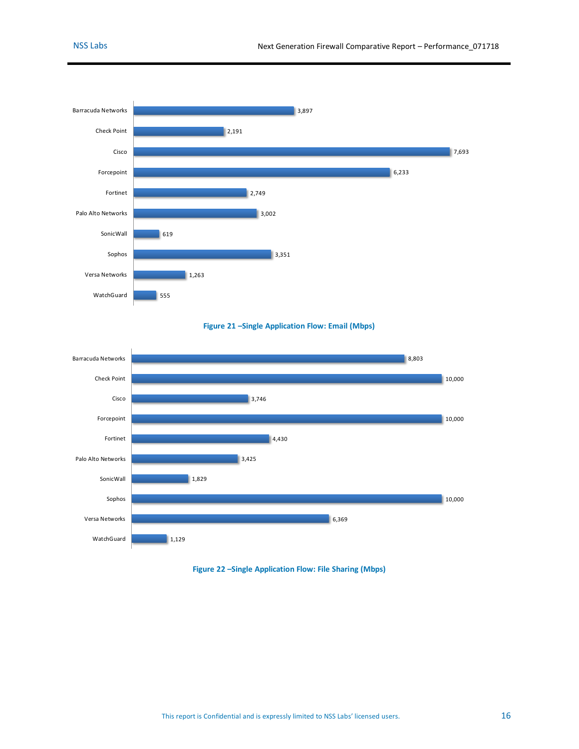| Vendor | Mbps |
| --- | --- |
| Barracuda Networks | 3,897 |
| Check Point | 2,191 |
| Cisco | 7,693 |
| Forcepoint | 6,233 |
| Fortinet | 2,749 |
| Palo Alto Networks | 3,002 |
| SonicWall | 619 |
| Sophos | 3,351 |
| Versa Networks | 1,263 |
| WatchGuard | 555 |

**Figure 21 –Single Application Flow: Email (Mbps)**

| Vendor | Mbps |
| --- | --- |
| Barracuda Networks | 8,803 |
| Check Point | 10,000 |
| Cisco | 3,746 |
| Forcepoint | 10,000 |
| Fortinet | 4,430 |
| Palo Alto Networks | 3,425 |
| SonicWall | 1,829 |
| Sophos | 10,000 |
| Versa Networks | 6,369 |
| WatchGuard | 1,129 |

**Figure 22 –Single Application Flow: File Sharing (Mbps)**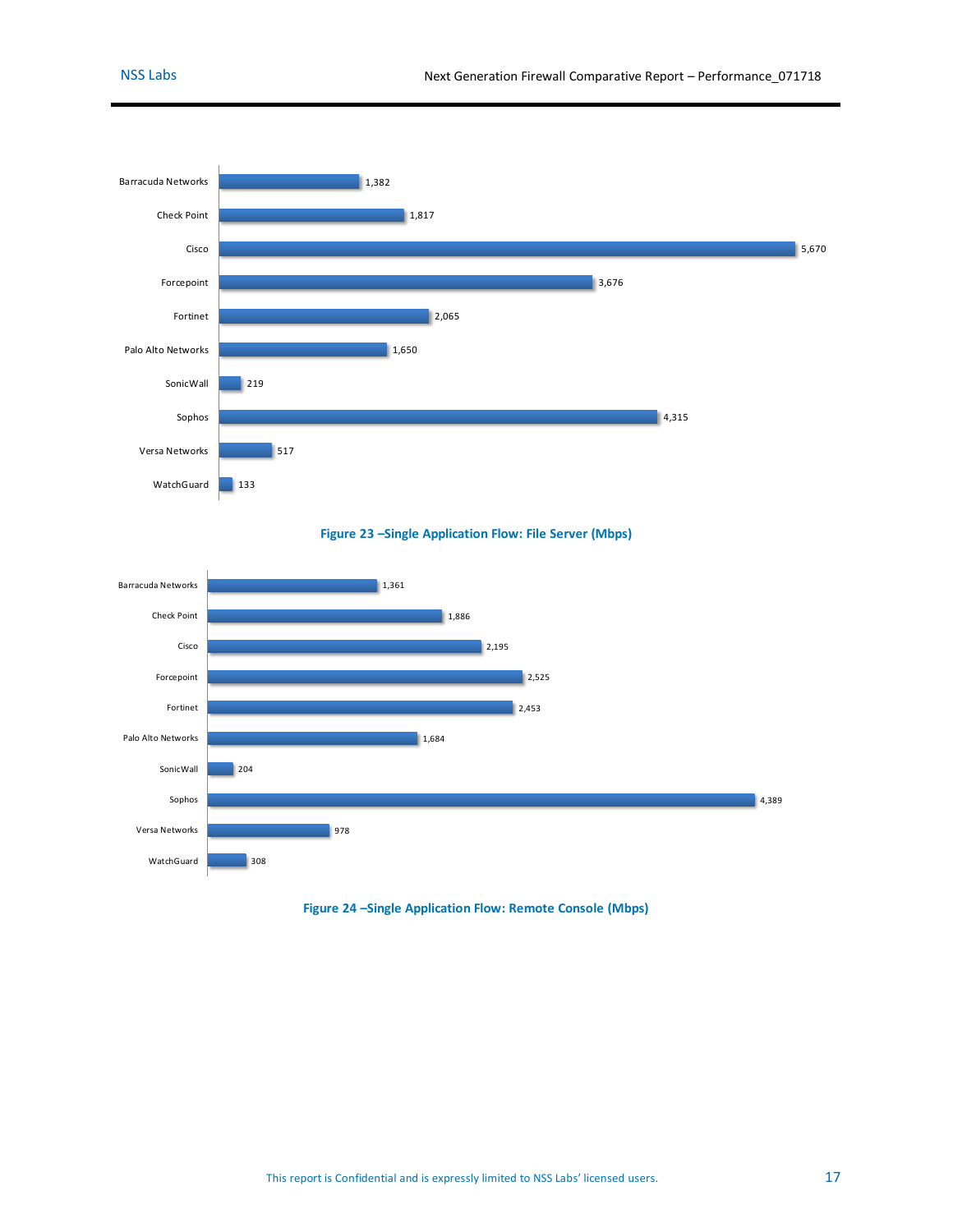| Vendor | Mbps |
| --- | --- |
| Barracuda Networks | 1,382 |
| Check Point | 1,817 |
| Cisco | 5,670 |
| Forcepoint | 3,676 |
| Fortinet | 2,065 |
| Palo Alto Networks | 1,650 |
| SonicWall | 219 |
| Sophos | 4,315 |
| Versa Networks | 517 |
| WatchGuard | 133 |

Figure 23 –Single Application Flow: File Server (Mbps)

| Vendor | Mbps |
| --- | --- |
| Barracuda Networks | 1,361 |
| Check Point | 1,886 |
| Cisco | 2,195 |
| Forcepoint | 2,525 |
| Fortinet | 2,453 |
| Palo Alto Networks | 1,684 |
| SonicWall | 204 |
| Sophos | 4,389 |
| Versa Networks | 978 |
| WatchGuard | 308 |

Figure 24 –Single Application Flow: Remote Console (Mbps)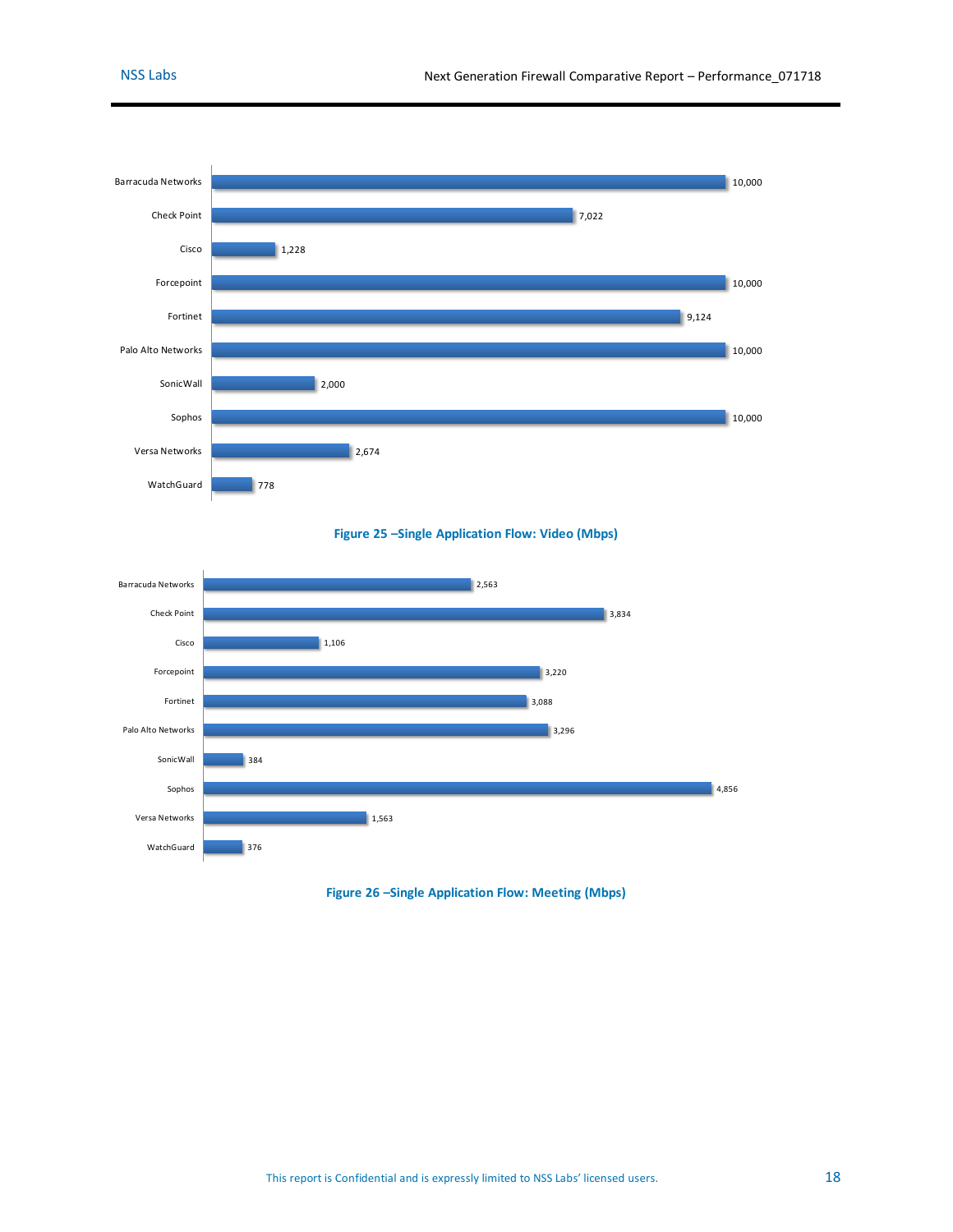| Vendor | Mbps |
| --- | --- |
| Barracuda Networks | 10,000 |
| Check Point | 7,022 |
| Cisco | 1,228 |
| Forcepoint | 10,000 |
| Fortinet | 9,124 |
| Palo Alto Networks | 10,000 |
| SonicWall | 2,000 |
| Sophos | 10,000 |
| Versa Networks | 2,674 |
| WatchGuard | 778 |

**Figure 25 –Single Application Flow: Video (Mbps)**

| Vendor | Mbps |
| --- | --- |
| Barracuda Networks | 2,563 |
| Check Point | 3,834 |
| Cisco | 1,106 |
| Forcepoint | 3,220 |
| Fortinet | 3,088 |
| Palo Alto Networks | 3,296 |
| SonicWall | 384 |
| Sophos | 4,856 |
| Versa Networks | 1,563 |
| WatchGuard | 376 |

**Figure 26 –Single Application Flow: Meeting (Mbps)**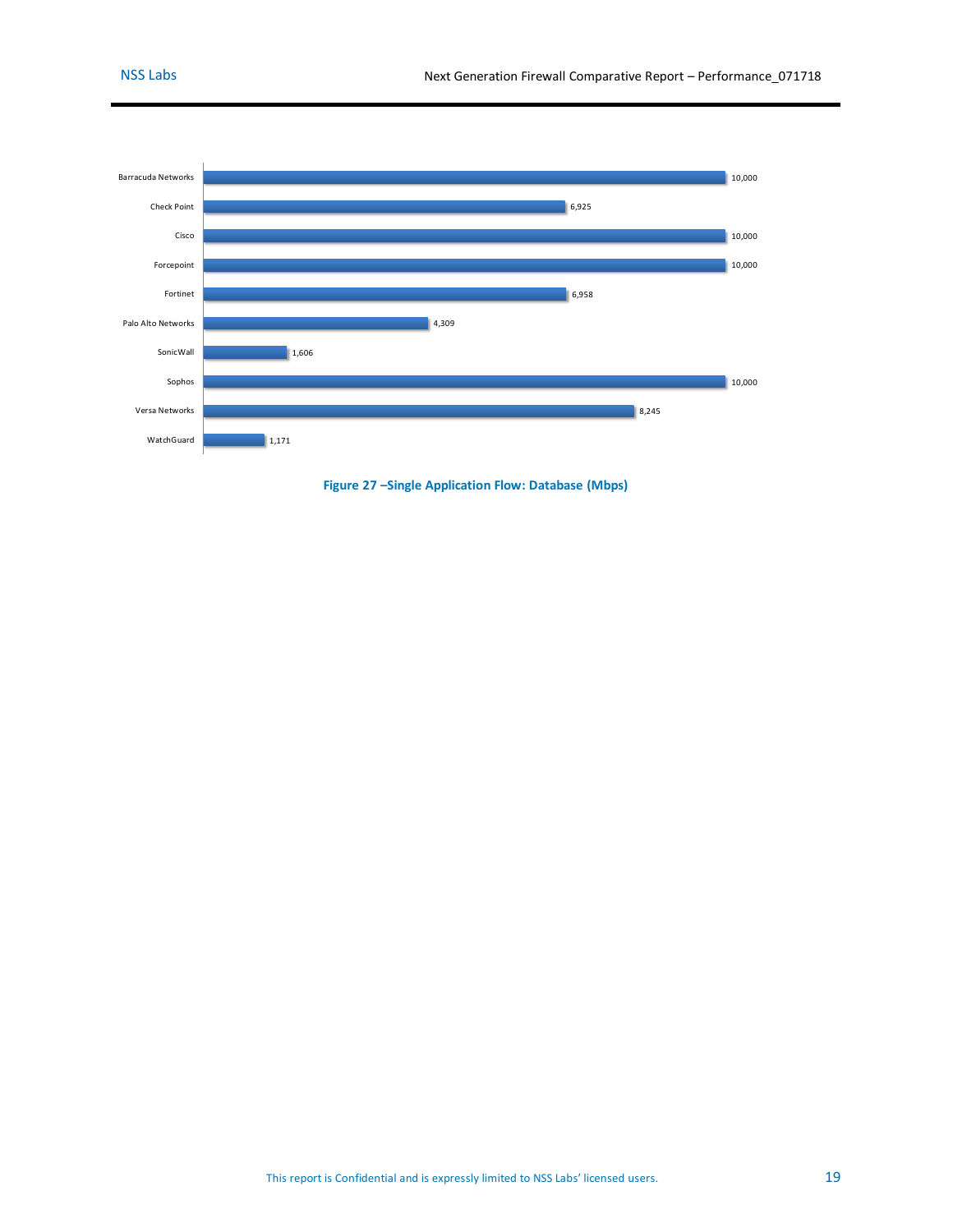| Vendor | Mbps |
|---|---|
| Barracuda Networks | 10,000 |
| Check Point | 6,925 |
| Cisco | 10,000 |
| Forcepoint | 10,000 |
| Fortinet | 6,958 |
| Palo Alto Networks | 4,309 |
| SonicWall | 1,606 |
| Sophos | 10,000 |
| Versa Networks | 8,245 |
| WatchGuard | 1,171 |

**Figure 27 –Single Application Flow: Database (Mbps)**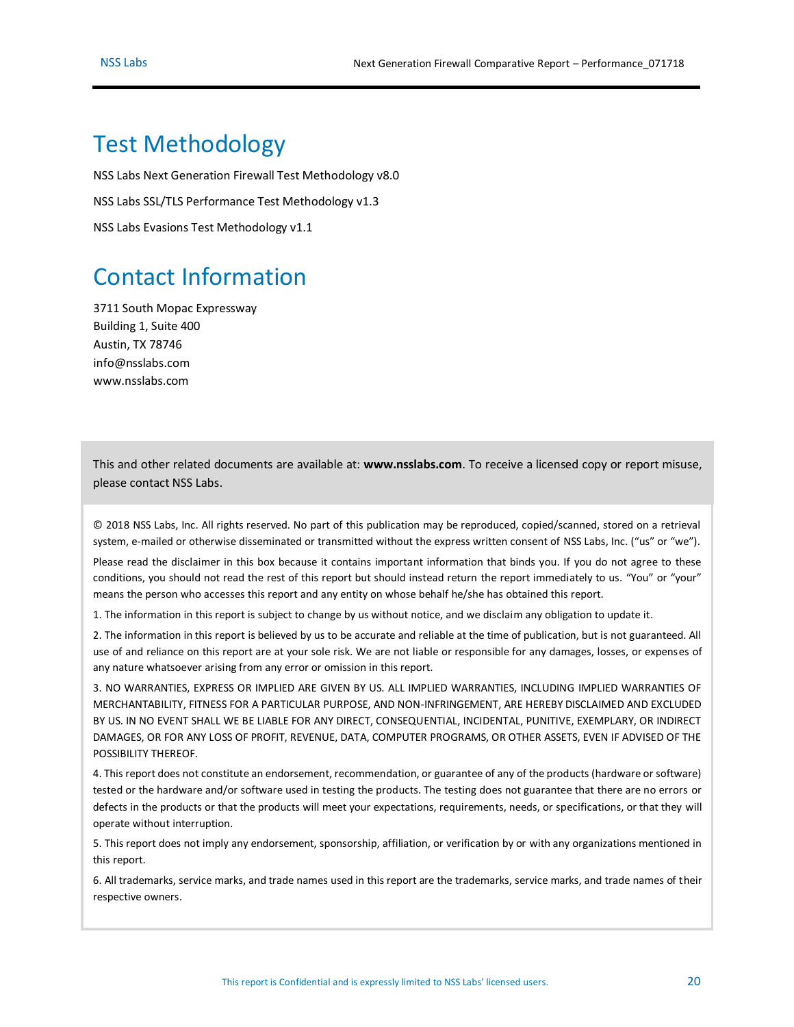# Test Methodology

NSS Labs Next Generation Firewall Test Methodology v8.0

NSS Labs SSL/TLS Performance Test Methodology v1.3

NSS Labs Evasions Test Methodology v1.1

# Contact Information

3711 South Mopac Expressway
Building 1, Suite 400
Austin, TX 78746
info@nsslabs.com
www.nsslabs.com

This and other related documents are available at: **www.nsslabs.com**. To receive a licensed copy or report misuse, please contact NSS Labs.

© 2018 NSS Labs, Inc. All rights reserved. No part of this publication may be reproduced, copied/scanned, stored on a retrieval system, e-mailed or otherwise disseminated or transmitted without the express written consent of NSS Labs, Inc. ("us" or "we").

Please read the disclaimer in this box because it contains important information that binds you. If you do not agree to these conditions, you should not read the rest of this report but should instead return the report immediately to us. "You" or "your" means the person who accesses this report and any entity on whose behalf he/she has obtained this report.

1. The information in this report is subject to change by us without notice, and we disclaim any obligation to update it.

2. The information in this report is believed by us to be accurate and reliable at the time of publication, but is not guaranteed. All use of and reliance on this report are at your sole risk. We are not liable or responsible for any damages, losses, or expenses of any nature whatsoever arising from any error or omission in this report.

3. NO WARRANTIES, EXPRESS OR IMPLIED ARE GIVEN BY US. ALL IMPLIED WARRANTIES, INCLUDING IMPLIED WARRANTIES OF MERCHANTABILITY, FITNESS FOR A PARTICULAR PURPOSE, AND NON-INFRINGEMENT, ARE HEREBY DISCLAIMED AND EXCLUDED BY US. IN NO EVENT SHALL WE BE LIABLE FOR ANY DIRECT, CONSEQUENTIAL, INCIDENTAL, PUNITIVE, EXEMPLARY, OR INDIRECT DAMAGES, OR FOR ANY LOSS OF PROFIT, REVENUE, DATA, COMPUTER PROGRAMS, OR OTHER ASSETS, EVEN IF ADVISED OF THE POSSIBILITY THEREOF.

4. This report does not constitute an endorsement, recommendation, or guarantee of any of the products (hardware or software) tested or the hardware and/or software used in testing the products. The testing does not guarantee that there are no errors or defects in the products or that the products will meet your expectations, requirements, needs, or specifications, or that they will operate without interruption.

5. This report does not imply any endorsement, sponsorship, affiliation, or verification by or with any organizations mentioned in this report.

6. All trademarks, service marks, and trade names used in this report are the trademarks, service marks, and trade names of their respective owners.